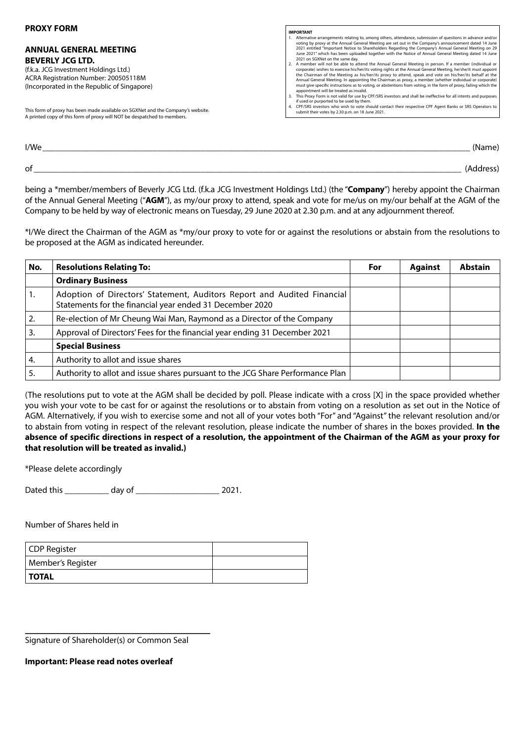**PROXY FORM**

**ANNUAL GENERAL MEETING**
**BEVERLY JCG LTD.**
(f.k.a. JCG Investment Holdings Ltd.)
ACRA Registration Number: 200505118M
(Incorporated in the Republic of Singapore)

This form of proxy has been made available on SGXNet and the Company's website.
A printed copy of this form of proxy will NOT be despatched to members.

**IMPORTANT**

1. Alternative arrangements relating to, among others, attendance, submission of questions in advance and/or voting by proxy at the Annual General Meeting are set out in the Company's announcement dated 14 June 2021 entitled "Important Notice to Shareholders Regarding the Company's Annual General Meeting on 29 June 2021" which has been uploaded together with the Notice of Annual General Meeting dated 14 June 2021 on SGXNet on the same day.
2. A member will not be able to attend the Annual General Meeting in person. If a member (individual or corporate) wishes to exercise his/her/its voting rights at the Annual General Meeting, he/she/it must appoint the Chairman of the Meeting as his/her/its proxy to attend, speak and vote on his/her/its behalf at the Annual General Meeting. In appointing the Chairman as proxy, a member (whether individual or corporate) must give specific instructions as to voting, or abstentions from voting, in the form of proxy, failing which the appointment will be treated as invalid.
3. This Proxy Form is not valid for use by CPF/SRS investors and shall be ineffective for all intents and purposes if used or purported to be used by them.
4. CPF/SRS investors who wish to vote should contact their respective CPF Agent Banks or SRS Operators to submit their votes by 2.30 p.m. on 18 June 2021.

I/We ____________________________________________________________ (Name)

of ____________________________________________________________ (Address)

being a *member/members of Beverly JCG Ltd. (f.k.a JCG Investment Holdings Ltd.) (the "**Company**") hereby appoint the Chairman of the Annual General Meeting ("**AGM**"), as my/our proxy to attend, speak and vote for me/us on my/our behalf at the AGM of the Company to be held by way of electronic means on Tuesday, 29 June 2020 at 2.30 p.m. and at any adjournment thereof.

*I/We direct the Chairman of the AGM as *my/our proxy to vote for or against the resolutions or abstain from the resolutions to be proposed at the AGM as indicated hereunder.

| No. | Resolutions Relating To: | For | Against | Abstain |
|---|---|---|---|---|
| | **Ordinary Business** | | | |
| 1. | Adoption of Directors' Statement, Auditors Report and Audited Financial Statements for the financial year ended 31 December 2020 | | | |
| 2. | Re-election of Mr Cheung Wai Man, Raymond as a Director of the Company | | | |
| 3. | Approval of Directors' Fees for the financial year ending 31 December 2021 | | | |
| | **Special Business** | | | |
| 4. | Authority to allot and issue shares | | | |
| 5. | Authority to allot and issue shares pursuant to the JCG Share Performance Plan | | | |

(The resolutions put to vote at the AGM shall be decided by poll. Please indicate with a cross [X] in the space provided whether you wish your vote to be cast for or against the resolutions or to abstain from voting on a resolution as set out in the Notice of AGM. Alternatively, if you wish to exercise some and not all of your votes both "For" and "Against" the relevant resolution and/or to abstain from voting in respect of the relevant resolution, please indicate the number of shares in the boxes provided. **In the absence of specific directions in respect of a resolution, the appointment of the Chairman of the AGM as your proxy for that resolution will be treated as invalid.)**

*Please delete accordingly

Dated this __________ day of ___________________ 2021.

Number of Shares held in

| | |
|---|---|
| CDP Register | |
| Member's Register | |
| **TOTAL** | |

______________________________________
Signature of Shareholder(s) or Common Seal

**Important: Please read notes overleaf**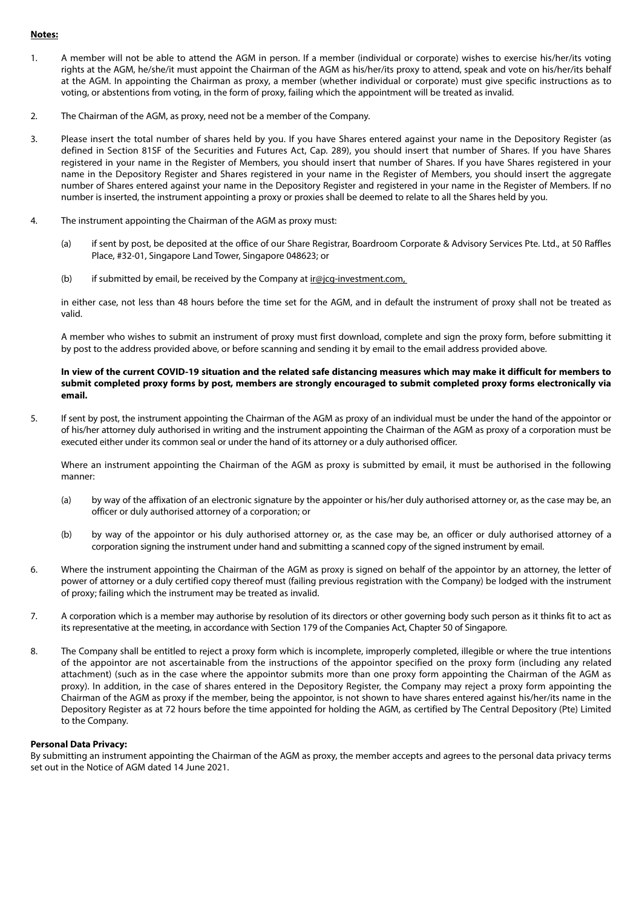**Notes:**

1. A member will not be able to attend the AGM in person. If a member (individual or corporate) wishes to exercise his/her/its voting rights at the AGM, he/she/it must appoint the Chairman of the AGM as his/her/its proxy to attend, speak and vote on his/her/its behalf at the AGM. In appointing the Chairman as proxy, a member (whether individual or corporate) must give specific instructions as to voting, or abstentions from voting, in the form of proxy, failing which the appointment will be treated as invalid.

2. The Chairman of the AGM, as proxy, need not be a member of the Company.

3. Please insert the total number of shares held by you. If you have Shares entered against your name in the Depository Register (as defined in Section 81SF of the Securities and Futures Act, Cap. 289), you should insert that number of Shares. If you have Shares registered in your name in the Register of Members, you should insert that number of Shares. If you have Shares registered in your name in the Depository Register and Shares registered in your name in the Register of Members, you should insert the aggregate number of Shares entered against your name in the Depository Register and registered in your name in the Register of Members. If no number is inserted, the instrument appointing a proxy or proxies shall be deemed to relate to all the Shares held by you.

4. The instrument appointing the Chairman of the AGM as proxy must:

   (a) if sent by post, be deposited at the office of our Share Registrar, Boardroom Corporate & Advisory Services Pte. Ltd., at 50 Raffles Place, #32-01, Singapore Land Tower, Singapore 048623; or

   (b) if submitted by email, be received by the Company at ir@jcg-investment.com,

   in either case, not less than 48 hours before the time set for the AGM, and in default the instrument of proxy shall not be treated as valid.

   A member who wishes to submit an instrument of proxy must first download, complete and sign the proxy form, before submitting it by post to the address provided above, or before scanning and sending it by email to the email address provided above.

   **In view of the current COVID-19 situation and the related safe distancing measures which may make it difficult for members to submit completed proxy forms by post, members are strongly encouraged to submit completed proxy forms electronically via email.**

5. If sent by post, the instrument appointing the Chairman of the AGM as proxy of an individual must be under the hand of the appointor or of his/her attorney duly authorised in writing and the instrument appointing the Chairman of the AGM as proxy of a corporation must be executed either under its common seal or under the hand of its attorney or a duly authorised officer.

   Where an instrument appointing the Chairman of the AGM as proxy is submitted by email, it must be authorised in the following manner:

   (a) by way of the affixation of an electronic signature by the appointer or his/her duly authorised attorney or, as the case may be, an officer or duly authorised attorney of a corporation; or

   (b) by way of the appointor or his duly authorised attorney or, as the case may be, an officer or duly authorised attorney of a corporation signing the instrument under hand and submitting a scanned copy of the signed instrument by email.

6. Where the instrument appointing the Chairman of the AGM as proxy is signed on behalf of the appointor by an attorney, the letter of power of attorney or a duly certified copy thereof must (failing previous registration with the Company) be lodged with the instrument of proxy; failing which the instrument may be treated as invalid.

7. A corporation which is a member may authorise by resolution of its directors or other governing body such person as it thinks fit to act as its representative at the meeting, in accordance with Section 179 of the Companies Act, Chapter 50 of Singapore.

8. The Company shall be entitled to reject a proxy form which is incomplete, improperly completed, illegible or where the true intentions of the appointor are not ascertainable from the instructions of the appointor specified on the proxy form (including any related attachment) (such as in the case where the appointor submits more than one proxy form appointing the Chairman of the AGM as proxy). In addition, in the case of shares entered in the Depository Register, the Company may reject a proxy form appointing the Chairman of the AGM as proxy if the member, being the appointor, is not shown to have shares entered against his/her/its name in the Depository Register as at 72 hours before the time appointed for holding the AGM, as certified by The Central Depository (Pte) Limited to the Company.

**Personal Data Privacy:**

By submitting an instrument appointing the Chairman of the AGM as proxy, the member accepts and agrees to the personal data privacy terms set out in the Notice of AGM dated 14 June 2021.